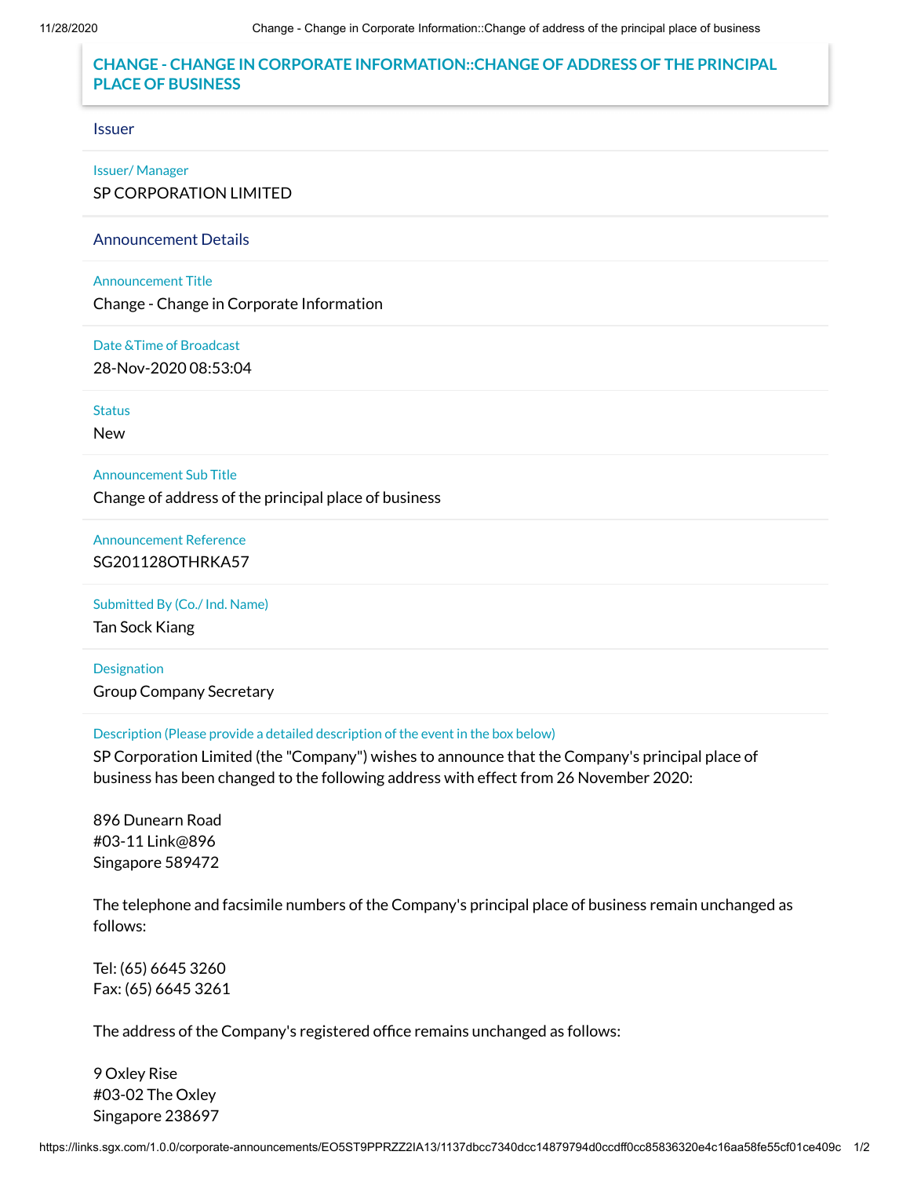# CHANGE - CHANGE IN CORPORATE INFORMATION::CHANGE OF ADDRESS OF THE PRINCIPAL PLACE OF BUSINESS

## Issuer

Issuer/ Manager

SP CORPORATION LIMITED

## Announcement Details

Announcement Title

Change - Change in Corporate Information

Date &Time of Broadcast

28-Nov-2020 08:53:04

Status

New

Announcement Sub Title

Change of address of the principal place of business

Announcement Reference

SG201128OTHRKA57

Submitted By (Co./ Ind. Name)

Tan Sock Kiang

Designation

Group Company Secretary

Description (Please provide a detailed description of the event in the box below)

SP Corporation Limited (the "Company") wishes to announce that the Company's principal place of business has been changed to the following address with effect from 26 November 2020:

896 Dunearn Road
#03-11 Link@896
Singapore 589472

The telephone and facsimile numbers of the Company's principal place of business remain unchanged as follows:

Tel: (65) 6645 3260
Fax: (65) 6645 3261

The address of the Company's registered office remains unchanged as follows:

9 Oxley Rise
#03-02 The Oxley
Singapore 238697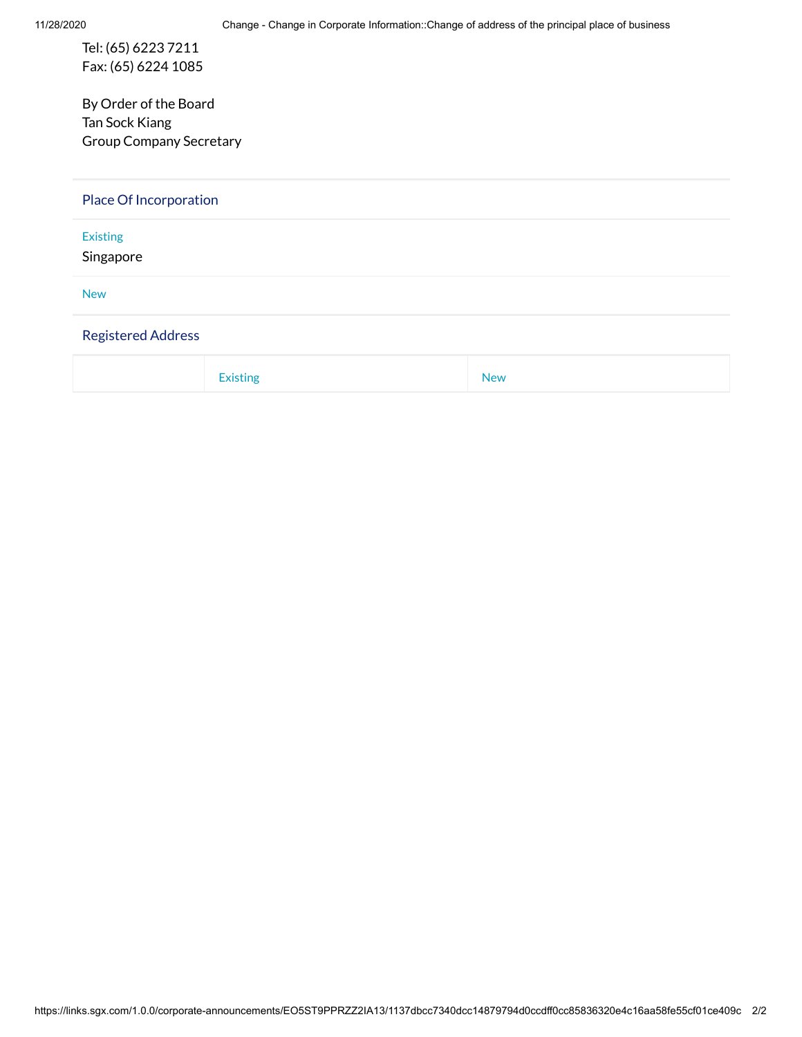Tel: (65) 6223 7211
Fax: (65) 6224 1085

By Order of the Board
Tan Sock Kiang
Group Company Secretary

## Place Of Incorporation

Existing

Singapore

New

## Registered Address

| | Existing | New |
|---|---|---|